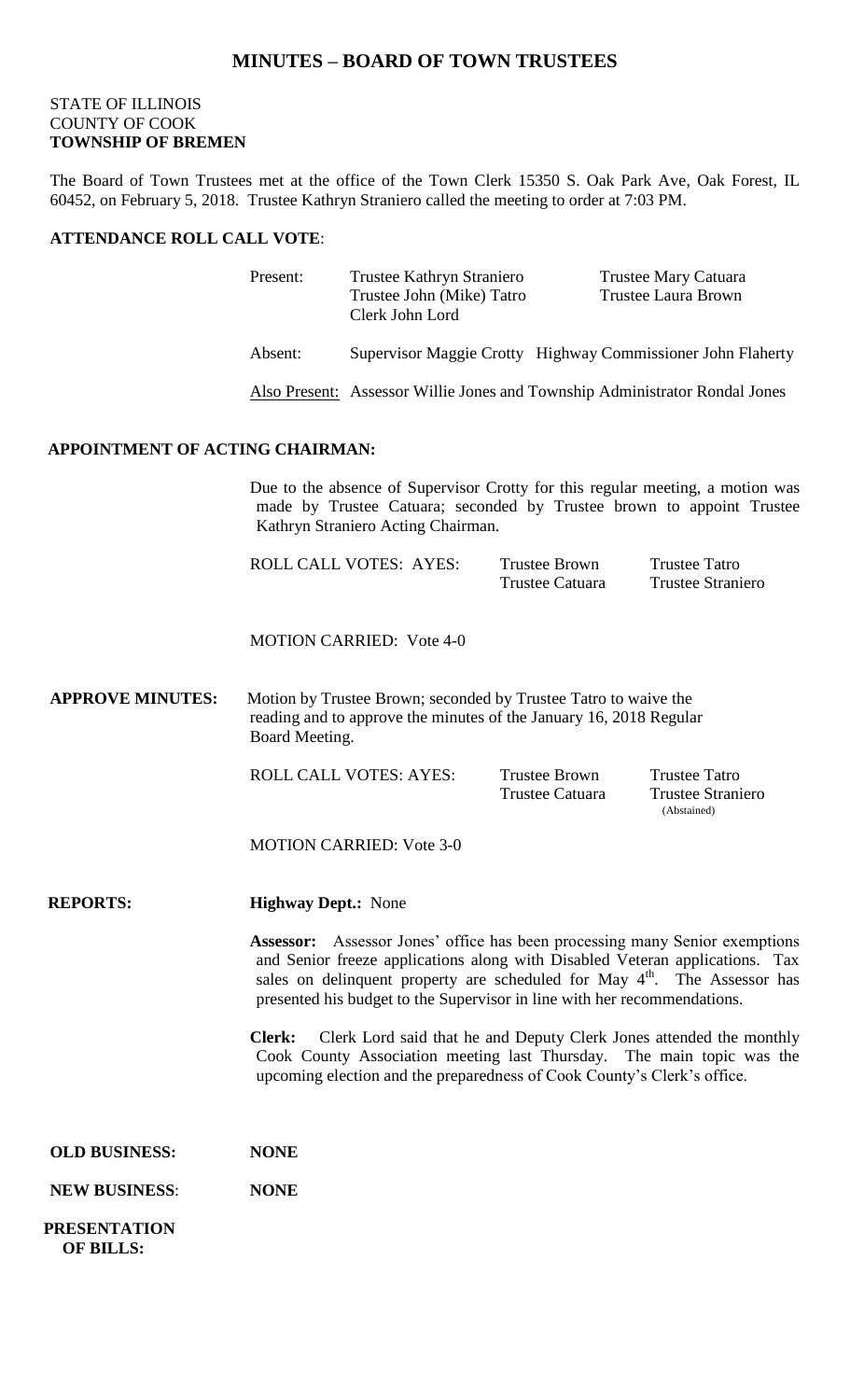# MINUTES – BOARD OF TOWN TRUSTEES

STATE OF ILLINOIS
COUNTY OF COOK
**TOWNSHIP OF BREMEN**

The Board of Town Trustees met at the office of the Town Clerk 15350 S. Oak Park Ave, Oak Forest, IL 60452, on February 5, 2018. Trustee Kathryn Straniero called the meeting to order at 7:03 PM.

**ATTENDANCE ROLL CALL VOTE**:

Present: Trustee Kathryn Straniero, Trustee Mary Catuara, Trustee John (Mike) Tatro, Trustee Laura Brown, Clerk John Lord

Absent: Supervisor Maggie Crotty, Highway Commissioner John Flaherty

Also Present: Assessor Willie Jones and Township Administrator Rondal Jones

**APPOINTMENT OF ACTING CHAIRMAN:**

Due to the absence of Supervisor Crotty for this regular meeting, a motion was made by Trustee Catuara; seconded by Trustee brown to appoint Trustee Kathryn Straniero Acting Chairman.

ROLL CALL VOTES: AYES: Trustee Brown, Trustee Tatro, Trustee Catuara, Trustee Straniero

MOTION CARRIED: Vote 4-0

**APPROVE MINUTES:** Motion by Trustee Brown; seconded by Trustee Tatro to waive the reading and to approve the minutes of the January 16, 2018 Regular Board Meeting.

ROLL CALL VOTES: AYES: Trustee Brown, Trustee Tatro, Trustee Catuara, Trustee Straniero (Abstained)

MOTION CARRIED: Vote 3-0

**REPORTS:**

**Highway Dept.:** None

**Assessor:** Assessor Jones' office has been processing many Senior exemptions and Senior freeze applications along with Disabled Veteran applications. Tax sales on delinquent property are scheduled for May 4th. The Assessor has presented his budget to the Supervisor in line with her recommendations.

**Clerk:** Clerk Lord said that he and Deputy Clerk Jones attended the monthly Cook County Association meeting last Thursday. The main topic was the upcoming election and the preparedness of Cook County's Clerk's office.

**OLD BUSINESS:** **NONE**

**NEW BUSINESS**: **NONE**

**PRESENTATION OF BILLS:**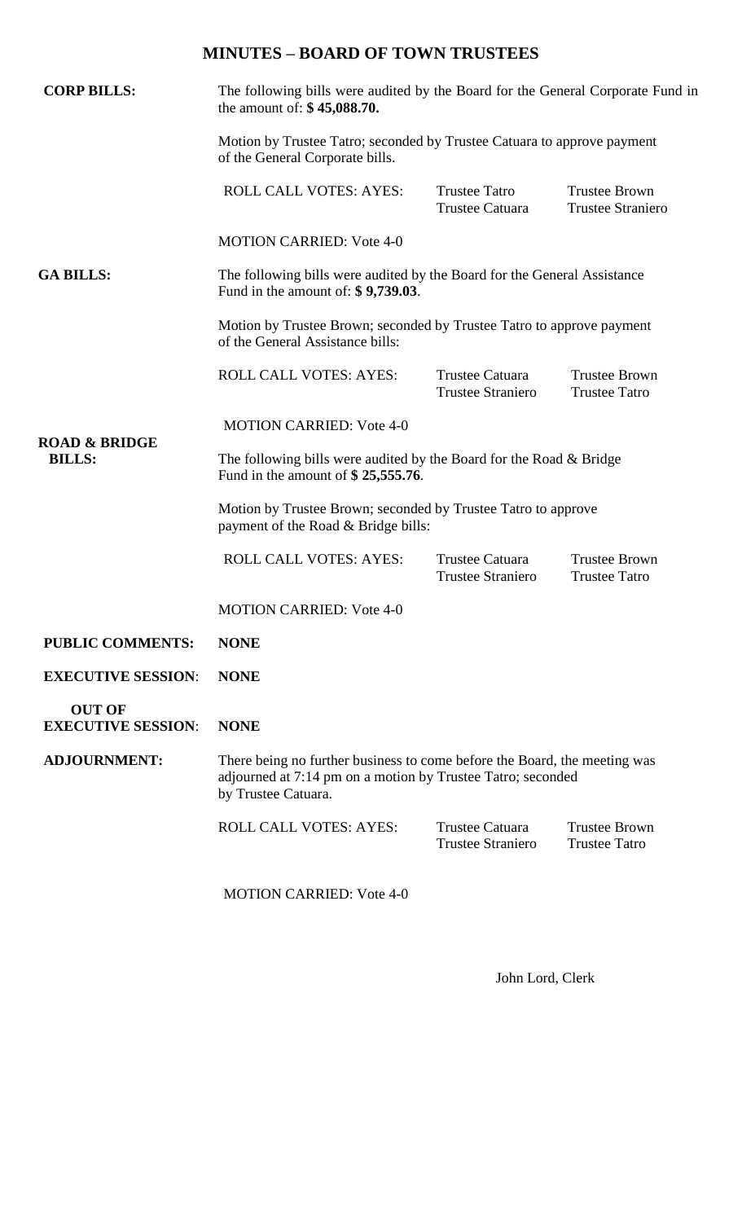# MINUTES – BOARD OF TOWN TRUSTEES

**CORP BILLS:** The following bills were audited by the Board for the General Corporate Fund in the amount of: **$ 45,088.70.**

Motion by Trustee Tatro; seconded by Trustee Catuara to approve payment of the General Corporate bills.

| | | |
|---|---|---|
| ROLL CALL VOTES: AYES: | Trustee Tatro<br>Trustee Catuara | Trustee Brown<br>Trustee Straniero |

MOTION CARRIED: Vote 4-0

**GA BILLS:** The following bills were audited by the Board for the General Assistance Fund in the amount of: **$ 9,739.03**.

Motion by Trustee Brown; seconded by Trustee Tatro to approve payment of the General Assistance bills:

| | | |
|---|---|---|
| ROLL CALL VOTES: AYES: | Trustee Catuara<br>Trustee Straniero | Trustee Brown<br>Trustee Tatro |

MOTION CARRIED: Vote 4-0

**ROAD & BRIDGE BILLS:** The following bills were audited by the Board for the Road & Bridge Fund in the amount of **$ 25,555.76**.

Motion by Trustee Brown; seconded by Trustee Tatro to approve payment of the Road & Bridge bills:

| | | |
|---|---|---|
| ROLL CALL VOTES: AYES: | Trustee Catuara<br>Trustee Straniero | Trustee Brown<br>Trustee Tatro |

MOTION CARRIED: Vote 4-0

**PUBLIC COMMENTS:** **NONE**

**EXECUTIVE SESSION:** **NONE**

**OUT OF EXECUTIVE SESSION:** **NONE**

**ADJOURNMENT:** There being no further business to come before the Board, the meeting was adjourned at 7:14 pm on a motion by Trustee Tatro; seconded by Trustee Catuara.

| | | |
|---|---|---|
| ROLL CALL VOTES: AYES: | Trustee Catuara<br>Trustee Straniero | Trustee Brown<br>Trustee Tatro |

MOTION CARRIED: Vote 4-0

John Lord, Clerk